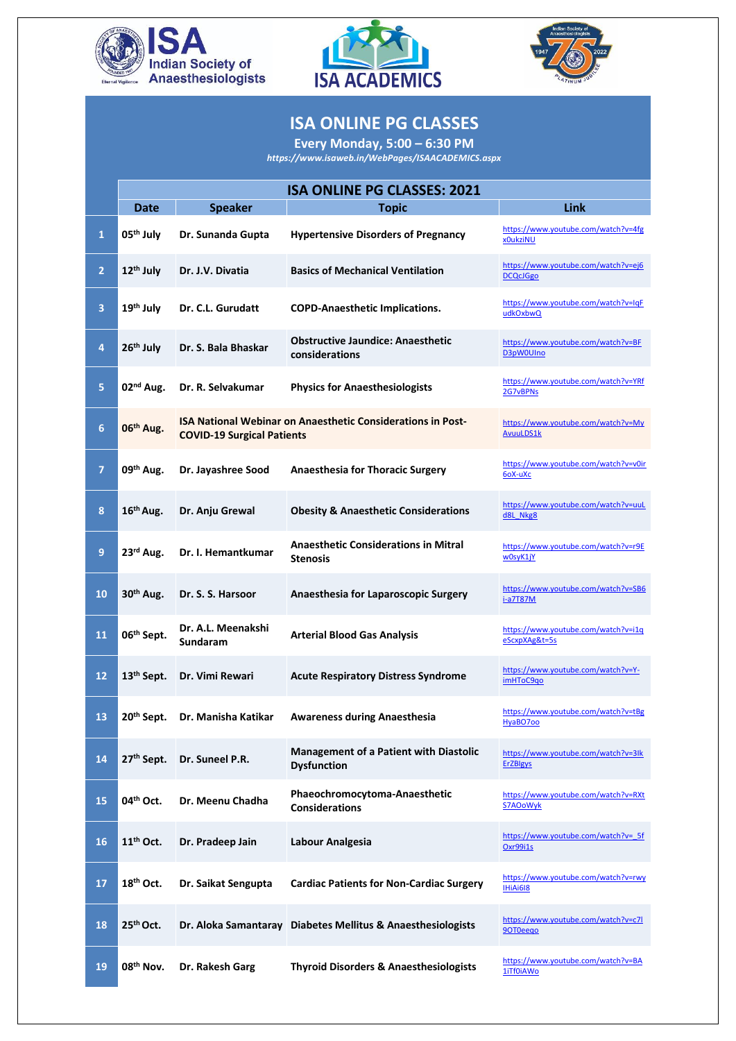ISA Indian Society of Anaesthesiologists

ISA ACADEMICS

# ISA ONLINE PG CLASSES

## Every Monday, 5:00 – 6:30 PM

*https://www.isaweb.in/WebPages/ISAACADEMICS.aspx*

| | ISA ONLINE PG CLASSES: 2021 | | | |
|---|---|---|---|---|
| | Date | Speaker | Topic | Link |
| 1 | 05th July | Dr. Sunanda Gupta | Hypertensive Disorders of Pregnancy | https://www.youtube.com/watch?v=4fgx0ukziNU |
| 2 | 12th July | Dr. J.V. Divatia | Basics of Mechanical Ventilation | https://www.youtube.com/watch?v=ej6DCQcJGgo |
| 3 | 19th July | Dr. C.L. Gurudatt | COPD-Anaesthetic Implications. | https://www.youtube.com/watch?v=IqFudkOxbwQ |
| 4 | 26th July | Dr. S. Bala Bhaskar | Obstructive Jaundice: Anaesthetic considerations | https://www.youtube.com/watch?v=BFD3pW0UIno |
| 5 | 02nd Aug. | Dr. R. Selvakumar | Physics for Anaesthesiologists | https://www.youtube.com/watch?v=YRf2G7vBPNs |
| 6 | 06th Aug. | ISA National Webinar on Anaesthetic Considerations in Post-COVID-19 Surgical Patients | | https://www.youtube.com/watch?v=MyAvuuLDS1k |
| 7 | 09th Aug. | Dr. Jayashree Sood | Anaesthesia for Thoracic Surgery | https://www.youtube.com/watch?v=v0ir6oX-uXc |
| 8 | 16th Aug. | Dr. Anju Grewal | Obesity & Anaesthetic Considerations | https://www.youtube.com/watch?v=uuLd8L_Nkg8 |
| 9 | 23rd Aug. | Dr. I. Hemantkumar | Anaesthetic Considerations in Mitral Stenosis | https://www.youtube.com/watch?v=r9Ew0syK1jY |
| 10 | 30th Aug. | Dr. S. S. Harsoor | Anaesthesia for Laparoscopic Surgery | https://www.youtube.com/watch?v=SB6i-a7T87M |
| 11 | 06th Sept. | Dr. A.L. Meenakshi Sundaram | Arterial Blood Gas Analysis | https://www.youtube.com/watch?v=i1qeScxpXAg&t=5s |
| 12 | 13th Sept. | Dr. Vimi Rewari | Acute Respiratory Distress Syndrome | https://www.youtube.com/watch?v=Y-imHToC9qo |
| 13 | 20th Sept. | Dr. Manisha Katikar | Awareness during Anaesthesia | https://www.youtube.com/watch?v=tBgHyaBO7oo |
| 14 | 27th Sept. | Dr. Suneel P.R. | Management of a Patient with Diastolic Dysfunction | https://www.youtube.com/watch?v=3IkErZBlgys |
| 15 | 04th Oct. | Dr. Meenu Chadha | Phaeochromocytoma-Anaesthetic Considerations | https://www.youtube.com/watch?v=RXtS7AOoWyk |
| 16 | 11th Oct. | Dr. Pradeep Jain | Labour Analgesia | https://www.youtube.com/watch?v=_5fOxr99i1s |
| 17 | 18th Oct. | Dr. Saikat Sengupta | Cardiac Patients for Non-Cardiac Surgery | https://www.youtube.com/watch?v=rwyIHiAi6I8 |
| 18 | 25th Oct. | Dr. Aloka Samantaray | Diabetes Mellitus & Anaesthesiologists | https://www.youtube.com/watch?v=c7I9OT0eeqo |
| 19 | 08th Nov. | Dr. Rakesh Garg | Thyroid Disorders & Anaesthesiologists | https://www.youtube.com/watch?v=BA1iTf0iAWo |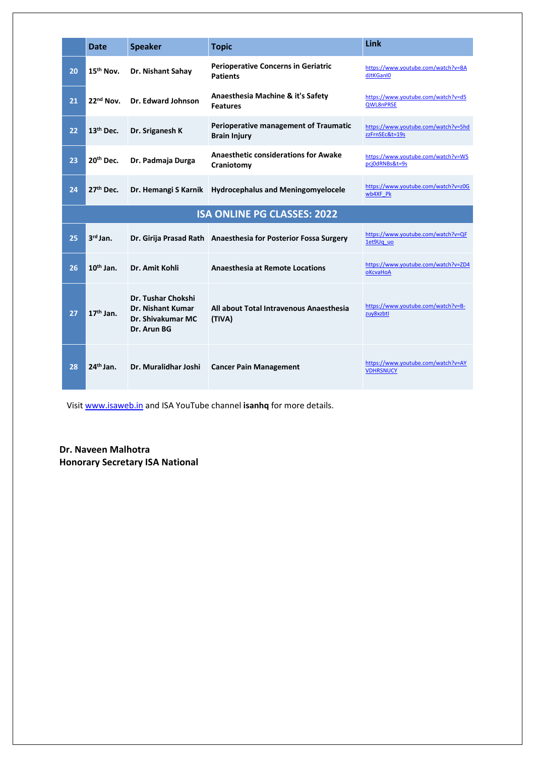| | Date | Speaker | Topic | Link |
|---|---|---|---|---|
| 20 | 15th Nov. | Dr. Nishant Sahay | Perioperative Concerns in Geriatric Patients | https://www.youtube.com/watch?v=BAdJtKGanI0 |
| 21 | 22nd Nov. | Dr. Edward Johnson | Anaesthesia Machine & it's Safety Features | https://www.youtube.com/watch?v=d5QWL8nPRSE |
| 22 | 13th Dec. | Dr. Sriganesh K | Perioperative management of Traumatic Brain Injury | https://www.youtube.com/watch?v=5hdzzFrnSEc&t=19s |
| 23 | 20th Dec. | Dr. Padmaja Durga | Anaesthetic considerations for Awake Craniotomy | https://www.youtube.com/watch?v=WSpcj0dRNBs&t=9s |
| 24 | 27th Dec. | Dr. Hemangi S Karnik | Hydrocephalus and Meningomyelocele | https://www.youtube.com/watch?v=z0Gwb4XF_Pk |
| **ISA ONLINE PG CLASSES: 2022** | | | | |
| 25 | 3rd Jan. | Dr. Girija Prasad Rath | Anaesthesia for Posterior Fossa Surgery | https://www.youtube.com/watch?v=QF1et9Uq_uo |
| 26 | 10th Jan. | Dr. Amit Kohli | Anaesthesia at Remote Locations | https://www.youtube.com/watch?v=ZD4oKcvaHoA |
| 27 | 17th Jan. | Dr. Tushar Chokshi<br>Dr. Nishant Kumar<br>Dr. Shivakumar MC<br>Dr. Arun BG | All about Total Intravenous Anaesthesia (TIVA) | https://www.youtube.com/watch?v=B-zuy8xzbtI |
| 28 | 24th Jan. | Dr. Muralidhar Joshi | Cancer Pain Management | https://www.youtube.com/watch?v=AYVDHRSNUCY |

Visit www.isaweb.in and ISA YouTube channel **isanhq** for more details.

**Dr. Naveen Malhotra**
**Honorary Secretary ISA National**